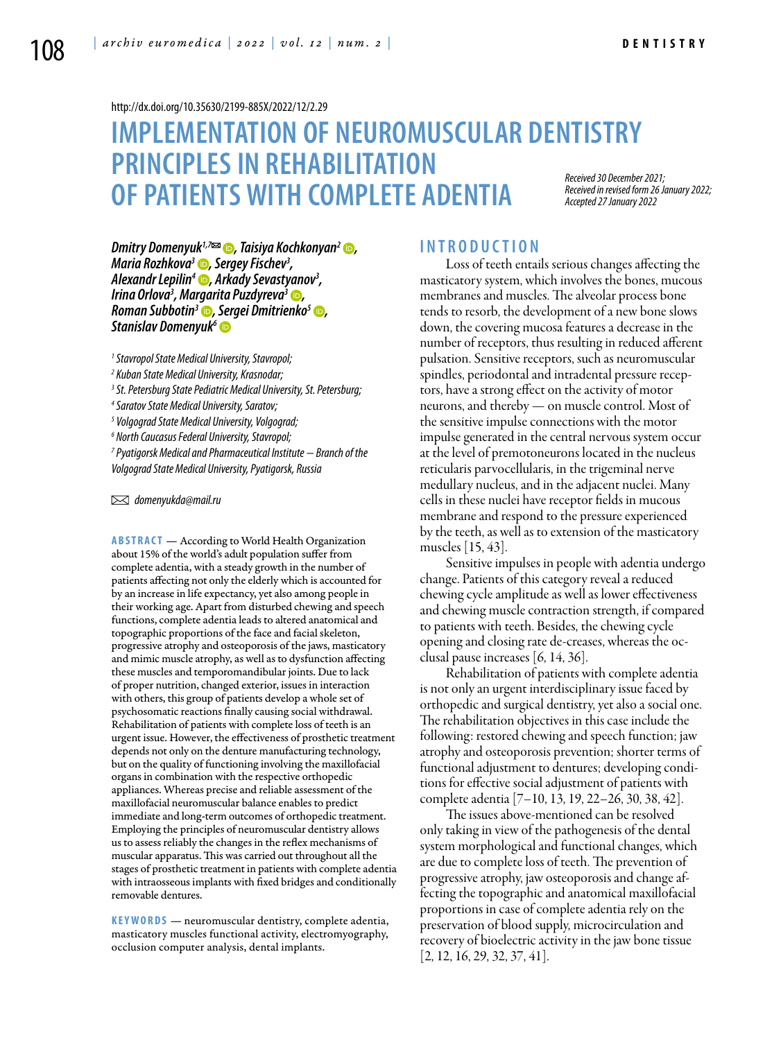http://dx.doi.org/10.35630/2199-885X/2022/12/2.29

# IMPLEMENTATION OF NEUROMUSCULAR DENTISTRY PRINCIPLES IN REHABILITATION OF PATIENTS WITH COMPLETE ADENTIA

*Received 30 December 2021; Received in revised form 26 January 2022; Accepted 27 January 2022*

***Dmitry Domenyuk[1,7], Taisiya Kochkonyan[2], Maria Rozhkova[3], Sergey Fischev[3], Alexandr Lepilin[4], Arkady Sevastyanov[3], Irina Orlova[3], Margarita Puzdryeva[3], Roman Subbotin[3], Sergei Dmitrienko[5], Stanislav Domenyuk[6]***

[1] *Stavropol State Medical University, Stavropol;*
[2] *Kuban State Medical University, Krasnodar;*
[3] *St. Petersburg State Pediatric Medical University, St. Petersburg;*
[4] *Saratov State Medical University, Saratov;*
[5] *Volgograd State Medical University, Volgograd;*
[6] *North Caucasus Federal University, Stavropol;*
[7] *Pyatigorsk Medical and Pharmaceutical Institute – Branch of the Volgograd State Medical University, Pyatigorsk, Russia*

*domenyukda@mail.ru*

**ABSTRACT** — According to World Health Organization about 15% of the world's adult population suffer from complete adentia, with a steady growth in the number of patients affecting not only the elderly which is accounted for by an increase in life expectancy, yet also among people in their working age. Apart from disturbed chewing and speech functions, complete adentia leads to altered anatomical and topographic proportions of the face and facial skeleton, progressive atrophy and osteoporosis of the jaws, masticatory and mimic muscle atrophy, as well as to dysfunction affecting these muscles and temporomandibular joints. Due to lack of proper nutrition, changed exterior, issues in interaction with others, this group of patients develop a whole set of psychosomatic reactions finally causing social withdrawal. Rehabilitation of patients with complete loss of teeth is an urgent issue. However, the effectiveness of prosthetic treatment depends not only on the denture manufacturing technology, but on the quality of functioning involving the maxillofacial organs in combination with the respective orthopedic appliances. Whereas precise and reliable assessment of the maxillofacial neuromuscular balance enables to predict immediate and long-term outcomes of orthopedic treatment. Employing the principles of neuromuscular dentistry allows us to assess reliably the changes in the reflex mechanisms of muscular apparatus. This was carried out throughout all the stages of prosthetic treatment in patients with complete adentia with intraosseous implants with fixed bridges and conditionally removable dentures.

**KEYWORDS** — neuromuscular dentistry, complete adentia, masticatory muscles functional activity, electromyography, occlusion computer analysis, dental implants.

## INTRODUCTION

Loss of teeth entails serious changes affecting the masticatory system, which involves the bones, mucous membranes and muscles. The alveolar process bone tends to resorb, the development of a new bone slows down, the covering mucosa features a decrease in the number of receptors, thus resulting in reduced afferent pulsation. Sensitive receptors, such as neuromuscular spindles, periodontal and intradental pressure receptors, have a strong effect on the activity of motor neurons, and thereby — on muscle control. Most of the sensitive impulse connections with the motor impulse generated in the central nervous system occur at the level of premotoneurons located in the nucleus reticularis parvocellularis, in the trigeminal nerve medullary nucleus, and in the adjacent nuclei. Many cells in these nuclei have receptor fields in mucous membrane and respond to the pressure experienced by the teeth, as well as to extension of the masticatory muscles [15, 43].

Sensitive impulses in people with adentia undergo change. Patients of this category reveal a reduced chewing cycle amplitude as well as lower effectiveness and chewing muscle contraction strength, if compared to patients with teeth. Besides, the chewing cycle opening and closing rate de-creases, whereas the occlusal pause increases [6, 14, 36].

Rehabilitation of patients with complete adentia is not only an urgent interdisciplinary issue faced by orthopedic and surgical dentistry, yet also a social one. The rehabilitation objectives in this case include the following: restored chewing and speech function; jaw atrophy and osteoporosis prevention; shorter terms of functional adjustment to dentures; developing conditions for effective social adjustment of patients with complete adentia [7–10, 13, 19, 22–26, 30, 38, 42].

The issues above-mentioned can be resolved only taking in view of the pathogenesis of the dental system morphological and functional changes, which are due to complete loss of teeth. The prevention of progressive atrophy, jaw osteoporosis and change affecting the topographic and anatomical maxillofacial proportions in case of complete adentia rely on the preservation of blood supply, microcirculation and recovery of bioelectric activity in the jaw bone tissue [2, 12, 16, 29, 32, 37, 41].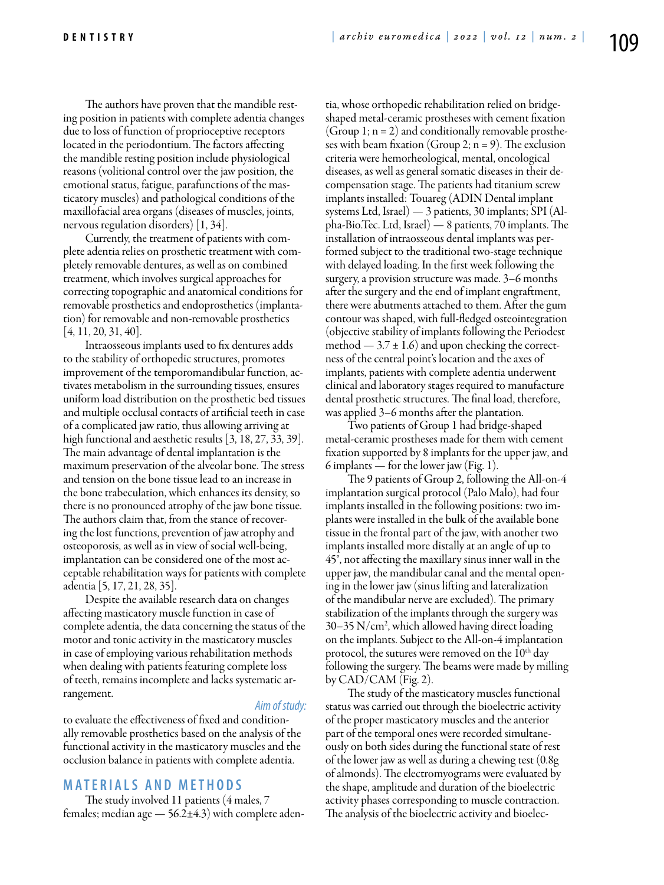The authors have proven that the mandible resting position in patients with complete adentia changes due to loss of function of proprioceptive receptors located in the periodontium. The factors affecting the mandible resting position include physiological reasons (volitional control over the jaw position, the emotional status, fatigue, parafunctions of the masticatory muscles) and pathological conditions of the maxillofacial area organs (diseases of muscles, joints, nervous regulation disorders) [1, 34].

Currently, the treatment of patients with complete adentia relies on prosthetic treatment with completely removable dentures, as well as on combined treatment, which involves surgical approaches for correcting topographic and anatomical conditions for removable prosthetics and endoprosthetics (implantation) for removable and non-removable prosthetics [4, 11, 20, 31, 40].

Intraosseous implants used to fix dentures adds to the stability of orthopedic structures, promotes improvement of the temporomandibular function, activates metabolism in the surrounding tissues, ensures uniform load distribution on the prosthetic bed tissues and multiple occlusal contacts of artificial teeth in case of a complicated jaw ratio, thus allowing arriving at high functional and aesthetic results [3, 18, 27, 33, 39]. The main advantage of dental implantation is the maximum preservation of the alveolar bone. The stress and tension on the bone tissue lead to an increase in the bone trabeculation, which enhances its density, so there is no pronounced atrophy of the jaw bone tissue. The authors claim that, from the stance of recovering the lost functions, prevention of jaw atrophy and osteoporosis, as well as in view of social well-being, implantation can be considered one of the most acceptable rehabilitation ways for patients with complete adentia [5, 17, 21, 28, 35].

Despite the available research data on changes affecting masticatory muscle function in case of complete adentia, the data concerning the status of the motor and tonic activity in the masticatory muscles in case of employing various rehabilitation methods when dealing with patients featuring complete loss of teeth, remains incomplete and lacks systematic arrangement.

*Aim of study:* to evaluate the effectiveness of fixed and conditionally removable prosthetics based on the analysis of the functional activity in the masticatory muscles and the occlusion balance in patients with complete adentia.

## MATERIALS AND METHODS

The study involved 11 patients (4 males, 7 females; median age — 56.2±4.3) with complete adentia, whose orthopedic rehabilitation relied on bridge-shaped metal-ceramic prostheses with cement fixation (Group 1; n = 2) and conditionally removable prostheses with beam fixation (Group 2; n = 9). The exclusion criteria were hemorheological, mental, oncological diseases, as well as general somatic diseases in their decompensation stage. The patients had titanium screw implants installed: Touareg (ADIN Dental implant systems Ltd, Israel) — 3 patients, 30 implants; SPI (Alpha-Bio.Tec. Ltd, Israel) — 8 patients, 70 implants. The installation of intraosseous dental implants was performed subject to the traditional two-stage technique with delayed loading. In the first week following the surgery, a provision structure was made. 3–6 months after the surgery and the end of implant engraftment, there were abutments attached to them. After the gum contour was shaped, with full-fledged osteointegration (objective stability of implants following the Periodest method — 3.7 ± 1.6) and upon checking the correctness of the central point's location and the axes of implants, patients with complete adentia underwent clinical and laboratory stages required to manufacture dental prosthetic structures. The final load, therefore, was applied 3–6 months after the plantation.

Two patients of Group 1 had bridge-shaped metal-ceramic prostheses made for them with cement fixation supported by 8 implants for the upper jaw, and 6 implants — for the lower jaw (Fig. 1).

The 9 patients of Group 2, following the All-on-4 implantation surgical protocol (Palo Malo), had four implants installed in the following positions: two implants were installed in the bulk of the available bone tissue in the frontal part of the jaw, with another two implants installed more distally at an angle of up to 45°, not affecting the maxillary sinus inner wall in the upper jaw, the mandibular canal and the mental opening in the lower jaw (sinus lifting and lateralization of the mandibular nerve are excluded). The primary stabilization of the implants through the surgery was 30–35 $N/cm^2$, which allowed having direct loading on the implants. Subject to the All-on-4 implantation protocol, the sutures were removed on the $10^{th}$ day following the surgery. The beams were made by milling by CAD/CAM (Fig. 2).

The study of the masticatory muscles functional status was carried out through the bioelectric activity of the proper masticatory muscles and the anterior part of the temporal ones were recorded simultaneously on both sides during the functional state of rest of the lower jaw as well as during a chewing test (0.8g of almonds). The electromyograms were evaluated by the shape, amplitude and duration of the bioelectric activity phases corresponding to muscle contraction. The analysis of the bioelectric activity and bioelec-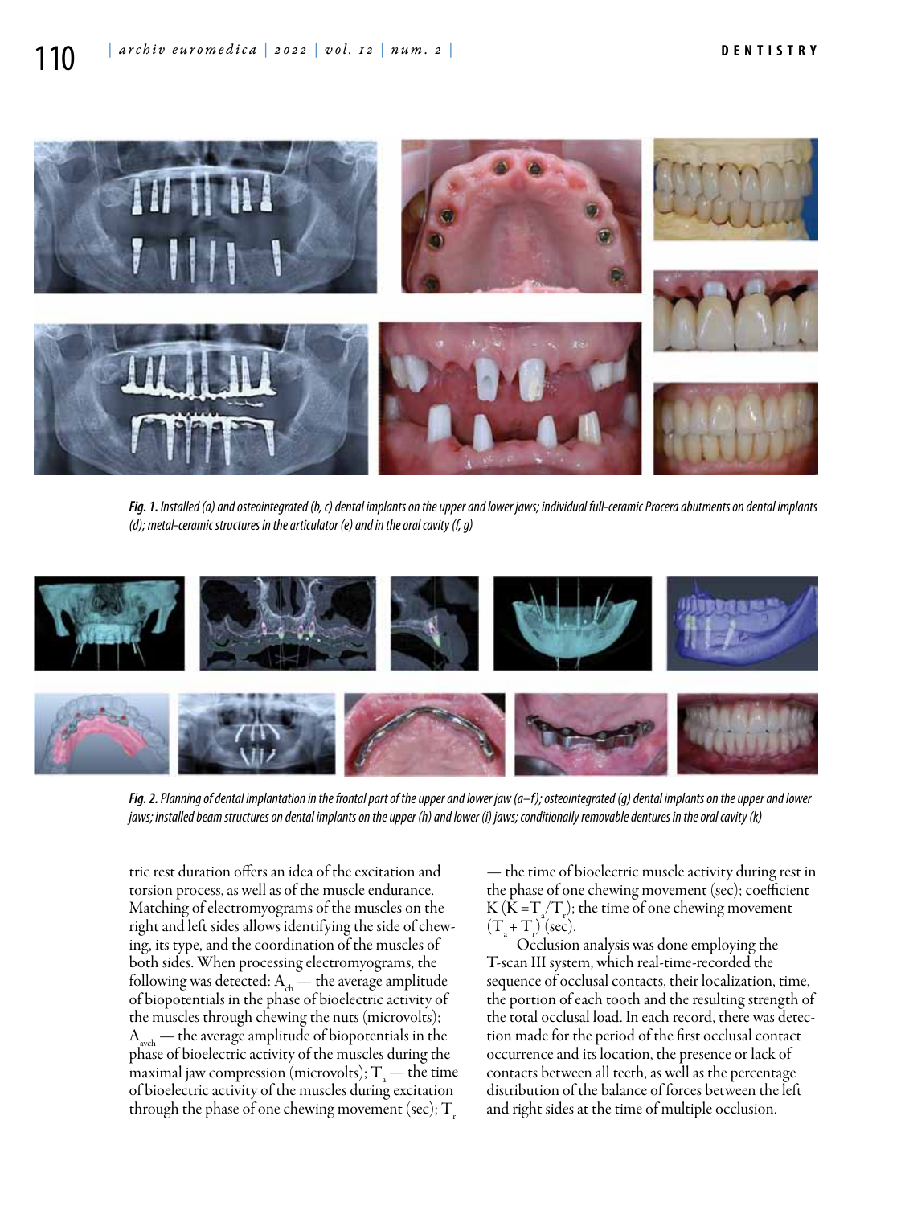*Fig. 1. Installed (a) and osteointegrated (b, c) dental implants on the upper and lower jaws; individual full-ceramic Procera abutments on dental implants (d); metal-ceramic structures in the articulator (e) and in the oral cavity (f, g)*

*Fig. 2. Planning of dental implantation in the frontal part of the upper and lower jaw (a–f); osteointegrated (g) dental implants on the upper and lower jaws; installed beam structures on dental implants on the upper (h) and lower (i) jaws; conditionally removable dentures in the oral cavity (k)*

tric rest duration offers an idea of the excitation and torsion process, as well as of the muscle endurance. Matching of electromyograms of the muscles on the right and left sides allows identifying the side of chewing, its type, and the coordination of the muscles of both sides. When processing electromyograms, the following was detected: $A_{ch}$ — the average amplitude of biopotentials in the phase of bioelectric activity of the muscles through chewing the nuts (microvolts); $A_{avch}$ — the average amplitude of biopotentials in the phase of bioelectric activity of the muscles during the maximal jaw compression (microvolts); $T_a$ — the time of bioelectric activity of the muscles during excitation through the phase of one chewing movement (sec); $T_r$ — the time of bioelectric muscle activity during rest in the phase of one chewing movement (sec); coefficient K ($K = T_a/T_r$); the time of one chewing movement ($T_a + T_r$) (sec).

Occlusion analysis was done employing the T-scan III system, which real-time-recorded the sequence of occlusal contacts, their localization, time, the portion of each tooth and the resulting strength of the total occlusal load. In each record, there was detection made for the period of the first occlusal contact occurrence and its location, the presence or lack of contacts between all teeth, as well as the percentage distribution of the balance of forces between the left and right sides at the time of multiple occlusion.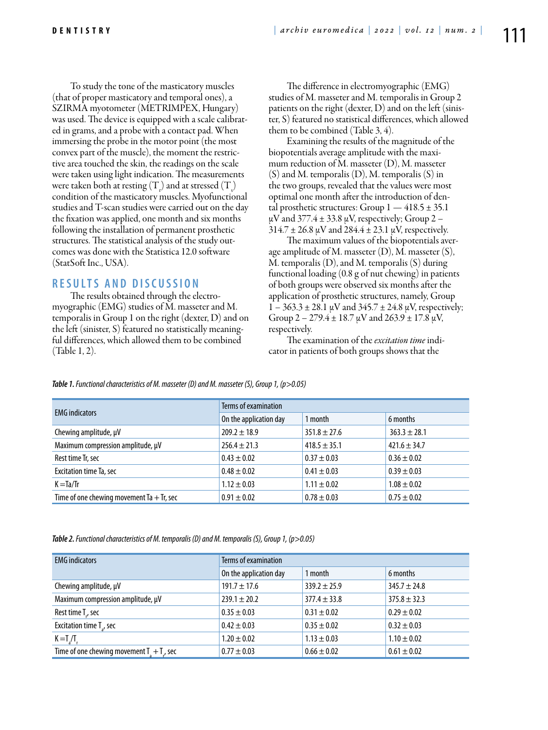To study the tone of the masticatory muscles (that of proper masticatory and temporal ones), a SZIRMA myotometer (METRIMPEX, Hungary) was used. The device is equipped with a scale calibrated in grams, and a probe with a contact pad. When immersing the probe in the motor point (the most convex part of the muscle), the moment the restrictive area touched the skin, the readings on the scale were taken using light indication. The measurements were taken both at resting ($T_r$) and at stressed ($T_s$) condition of the masticatory muscles. Myofunctional studies and T-scan studies were carried out on the day the fixation was applied, one month and six months following the installation of permanent prosthetic structures. The statistical analysis of the study outcomes was done with the Statistica 12.0 software (StatSoft Inc., USA).

## RESULTS AND DISCUSSION

The results obtained through the electromyographic (EMG) studies of M. masseter and M. temporalis in Group 1 on the right (dexter, D) and on the left (sinister, S) featured no statistically meaningful differences, which allowed them to be combined (Table 1, 2).

The difference in electromyographic (EMG) studies of M. masseter and M. temporalis in Group 2 patients on the right (dexter, D) and on the left (sinister, S) featured no statistical differences, which allowed them to be combined (Table 3, 4).

Examining the results of the magnitude of the biopotentials average amplitude with the maximum reduction of M. masseter (D), M. masseter (S) and M. temporalis (D), M. temporalis (S) in the two groups, revealed that the values were most optimal one month after the introduction of dental prosthetic structures: Group 1 — 418.5 ± 35.1 μV and 377.4 ± 33.8 μV, respectively; Group 2 – 314.7 ± 26.8 μV and 284.4 ± 23.1 μV, respectively.

The maximum values of the biopotentials average amplitude of M. masseter (D), M. masseter (S), M. temporalis (D), and M. temporalis (S) during functional loading (0.8 g of nut chewing) in patients of both groups were observed six months after the application of prosthetic structures, namely, Group 1 – 363.3 ± 28.1 μV and 345.7 ± 24.8 μV, respectively; Group 2 – 279.4 ± 18.7 μV and 263.9 ± 17.8 μV, respectively.

The examination of the *excitation time* indicator in patients of both groups shows that the

***Table 1.*** *Functional characteristics of M. masseter (D) and M. masseter (S), Group 1, (p>0.05)*

| EMG indicators | Terms of examination | | |
|---|---|---|---|
| | On the application day | 1 month | 6 months |
| Chewing amplitude, μV | 209.2 ± 18.9 | 351.8 ± 27.6 | 363.3 ± 28.1 |
| Maximum compression amplitude, μV | 256.4 ± 21.3 | 418.5 ± 35.1 | 421.6 ± 34.7 |
| Rest time Tr, sec | 0.43 ± 0.02 | 0.37 ± 0.03 | 0.36 ± 0.02 |
| Excitation time Ta, sec | 0.48 ± 0.02 | 0.41 ± 0.03 | 0.39 ± 0.03 |
| K =Ta/Tr | 1.12 ± 0.03 | 1.11 ± 0.02 | 1.08 ± 0.02 |
| Time of one chewing movement Ta + Tr, sec | 0.91 ± 0.02 | 0.78 ± 0.03 | 0.75 ± 0.02 |

***Table 2.*** *Functional characteristics of M. temporalis (D) and M. temporalis (S), Group 1, (p>0.05)*

| EMG indicators | Terms of examination | | |
|---|---|---|---|
| | On the application day | 1 month | 6 months |
| Chewing amplitude, μV | 191.7 ± 17.6 | 339.2 ± 25.9 | 345.7 ± 24.8 |
| Maximum compression amplitude, μV | 239.1 ± 20.2 | 377.4 ± 33.8 | 375.8 ± 32.3 |
| Rest time $T_r$, sec | 0.35 ± 0.03 | 0.31 ± 0.02 | 0.29 ± 0.02 |
| Excitation time $T_a$, sec | 0.42 ± 0.03 | 0.35 ± 0.02 | 0.32 ± 0.03 |
| $K = T_a/T_r$ | 1.20 ± 0.02 | 1.13 ± 0.03 | 1.10 ± 0.02 |
| Time of one chewing movement $T_a + T_r$, sec | 0.77 ± 0.03 | 0.66 ± 0.02 | 0.61 ± 0.02 |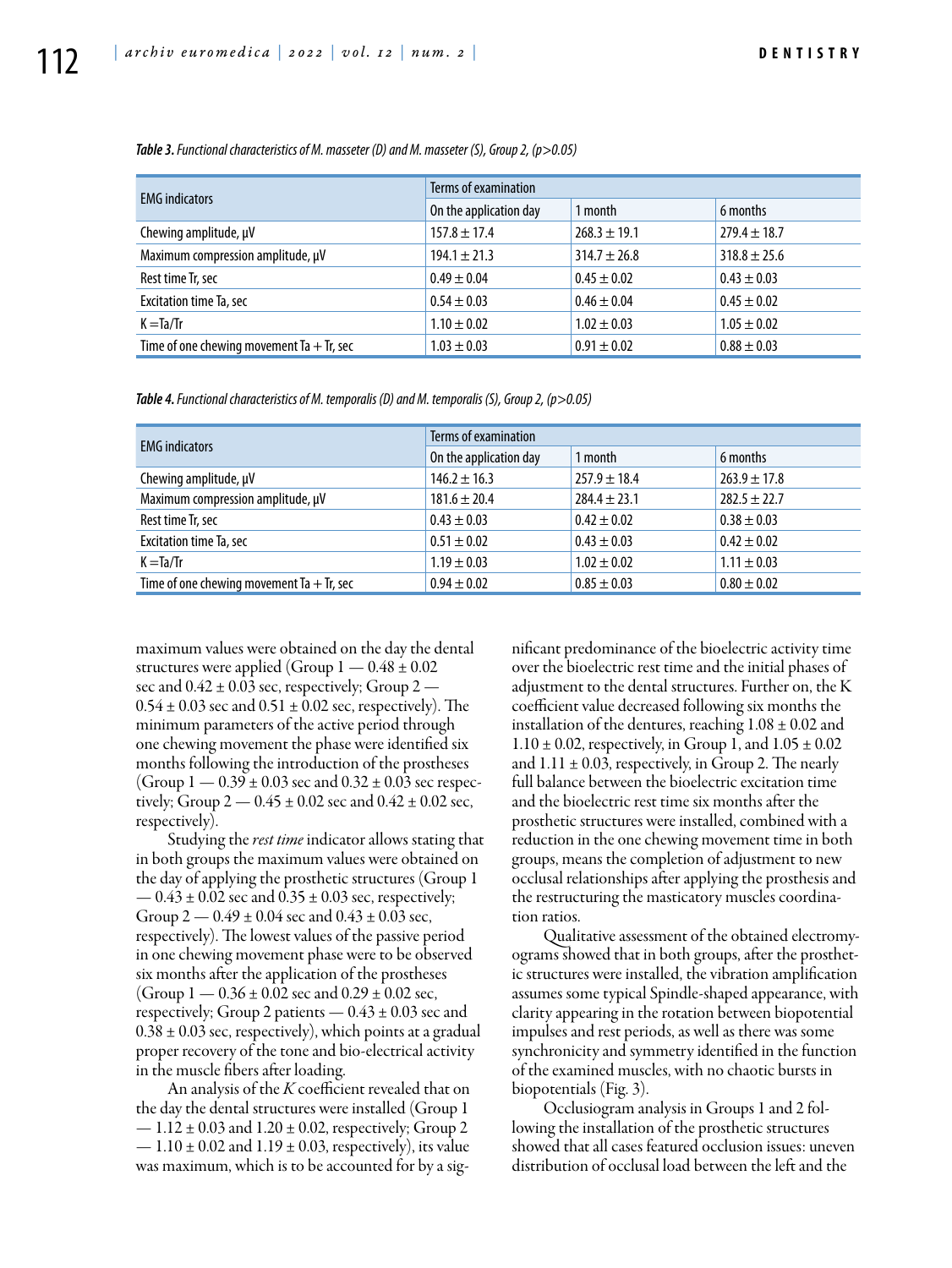*Table 3. Functional characteristics of M. masseter (D) and M. masseter (S), Group 2, ($p>0.05$)*

| EMG indicators | Terms of examination | | |
|---|---|---|---|
| | On the application day | 1 month | 6 months |
| Chewing amplitude, μV | 157.8 ± 17.4 | 268.3 ± 19.1 | 279.4 ± 18.7 |
| Maximum compression amplitude, μV | 194.1 ± 21.3 | 314.7 ± 26.8 | 318.8 ± 25.6 |
| Rest time Tr, sec | 0.49 ± 0.04 | 0.45 ± 0.02 | 0.43 ± 0.03 |
| Excitation time Ta, sec | 0.54 ± 0.03 | 0.46 ± 0.04 | 0.45 ± 0.02 |
| K =Ta/Tr | 1.10 ± 0.02 | 1.02 ± 0.03 | 1.05 ± 0.02 |
| Time of one chewing movement Ta + Tr, sec | 1.03 ± 0.03 | 0.91 ± 0.02 | 0.88 ± 0.03 |

*Table 4. Functional characteristics of M. temporalis (D) and M. temporalis (S), Group 2, ($p>0.05$)*

| EMG indicators | Terms of examination | | |
|---|---|---|---|
| | On the application day | 1 month | 6 months |
| Chewing amplitude, μV | 146.2 ± 16.3 | 257.9 ± 18.4 | 263.9 ± 17.8 |
| Maximum compression amplitude, μV | 181.6 ± 20.4 | 284.4 ± 23.1 | 282.5 ± 22.7 |
| Rest time Tr, sec | 0.43 ± 0.03 | 0.42 ± 0.02 | 0.38 ± 0.03 |
| Excitation time Ta, sec | 0.51 ± 0.02 | 0.43 ± 0.03 | 0.42 ± 0.02 |
| K =Ta/Tr | 1.19 ± 0.03 | 1.02 ± 0.02 | 1.11 ± 0.03 |
| Time of one chewing movement Ta + Tr, sec | 0.94 ± 0.02 | 0.85 ± 0.03 | 0.80 ± 0.02 |

maximum values were obtained on the day the dental structures were applied (Group 1 — 0.48 ± 0.02 sec and 0.42 ± 0.03 sec, respectively; Group 2 — 0.54 ± 0.03 sec and 0.51 ± 0.02 sec, respectively). The minimum parameters of the active period through one chewing movement the phase were identified six months following the introduction of the prostheses (Group 1 — 0.39 ± 0.03 sec and 0.32 ± 0.03 sec respectively; Group 2 — 0.45 ± 0.02 sec and 0.42 ± 0.02 sec, respectively).

Studying the *rest time* indicator allows stating that in both groups the maximum values were obtained on the day of applying the prosthetic structures (Group 1 — 0.43 ± 0.02 sec and 0.35 ± 0.03 sec, respectively; Group 2 — 0.49 ± 0.04 sec and 0.43 ± 0.03 sec, respectively). The lowest values of the passive period in one chewing movement phase were to be observed six months after the application of the prostheses (Group 1 — 0.36 ± 0.02 sec and 0.29 ± 0.02 sec, respectively; Group 2 patients — 0.43 ± 0.03 sec and 0.38 ± 0.03 sec, respectively), which points at a gradual proper recovery of the tone and bio-electrical activity in the muscle fibers after loading.

An analysis of the *K* coefficient revealed that on the day the dental structures were installed (Group 1 — 1.12 ± 0.03 and 1.20 ± 0.02, respectively; Group 2 — 1.10 ± 0.02 and 1.19 ± 0.03, respectively), its value was maximum, which is to be accounted for by a significant predominance of the bioelectric activity time over the bioelectric rest time and the initial phases of adjustment to the dental structures. Further on, the K coefficient value decreased following six months the installation of the dentures, reaching 1.08 ± 0.02 and 1.10 ± 0.02, respectively, in Group 1, and 1.05 ± 0.02 and 1.11 ± 0.03, respectively, in Group 2. The nearly full balance between the bioelectric excitation time and the bioelectric rest time six months after the prosthetic structures were installed, combined with a reduction in the one chewing movement time in both groups, means the completion of adjustment to new occlusal relationships after applying the prosthesis and the restructuring the masticatory muscles coordination ratios.

Qualitative assessment of the obtained electromyograms showed that in both groups, after the prosthetic structures were installed, the vibration amplification assumes some typical Spindle-shaped appearance, with clarity appearing in the rotation between biopotential impulses and rest periods, as well as there was some synchronicity and symmetry identified in the function of the examined muscles, with no chaotic bursts in biopotentials (Fig. 3).

Occlusiogram analysis in Groups 1 and 2 following the installation of the prosthetic structures showed that all cases featured occlusion issues: uneven distribution of occlusal load between the left and the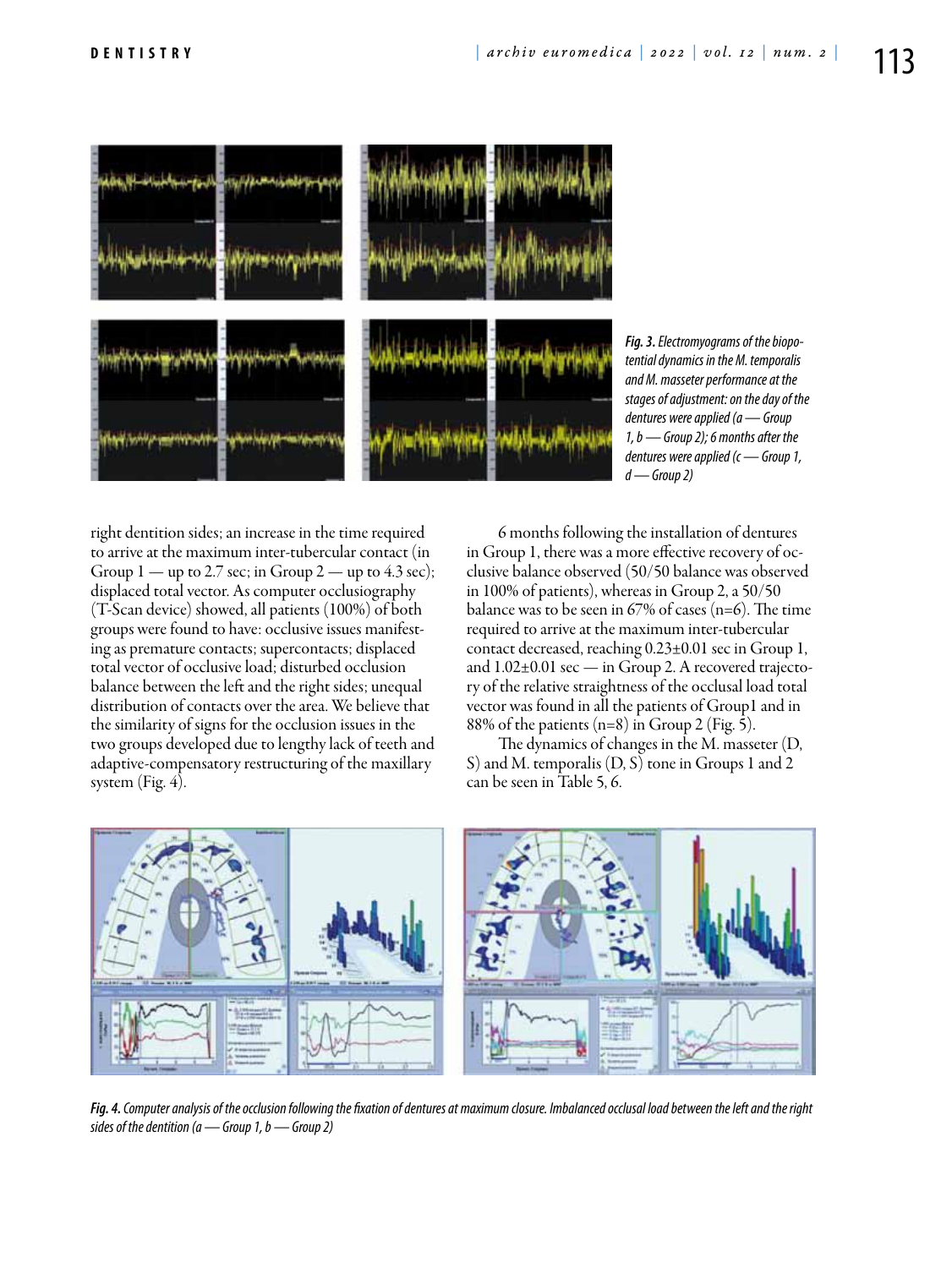*Fig. 3. Electromyograms of the biopotential dynamics in the M. temporalis and M. masseter performance at the stages of adjustment: on the day of the dentures were applied (a — Group 1, b — Group 2); 6 months after the dentures were applied (c — Group 1, d — Group 2)*

right dentition sides; an increase in the time required to arrive at the maximum inter-tubercular contact (in Group 1 — up to 2.7 sec; in Group 2 — up to 4.3 sec); displaced total vector. As computer occlusiography (T-Scan device) showed, all patients (100%) of both groups were found to have: occlusive issues manifesting as premature contacts; supercontacts; displaced total vector of occlusive load; disturbed occlusion balance between the left and the right sides; unequal distribution of contacts over the area. We believe that the similarity of signs for the occlusion issues in the two groups developed due to lengthy lack of teeth and adaptive-compensatory restructuring of the maxillary system (Fig. 4).

6 months following the installation of dentures in Group 1, there was a more effective recovery of occlusive balance observed (50/50 balance was observed in 100% of patients), whereas in Group 2, a 50/50 balance was to be seen in 67% of cases (n=6). The time required to arrive at the maximum inter-tubercular contact decreased, reaching 0.23±0.01 sec in Group 1, and 1.02±0.01 sec — in Group 2. A recovered trajectory of the relative straightness of the occlusal load total vector was found in all the patients of Group1 and in 88% of the patients (n=8) in Group 2 (Fig. 5).

The dynamics of changes in the M. masseter (D, S) and M. temporalis (D, S) tone in Groups 1 and 2 can be seen in Table 5, 6.

*Fig. 4. Computer analysis of the occlusion following the fixation of dentures at maximum closure. Imbalanced occlusal load between the left and the right sides of the dentition (a — Group 1, b — Group 2)*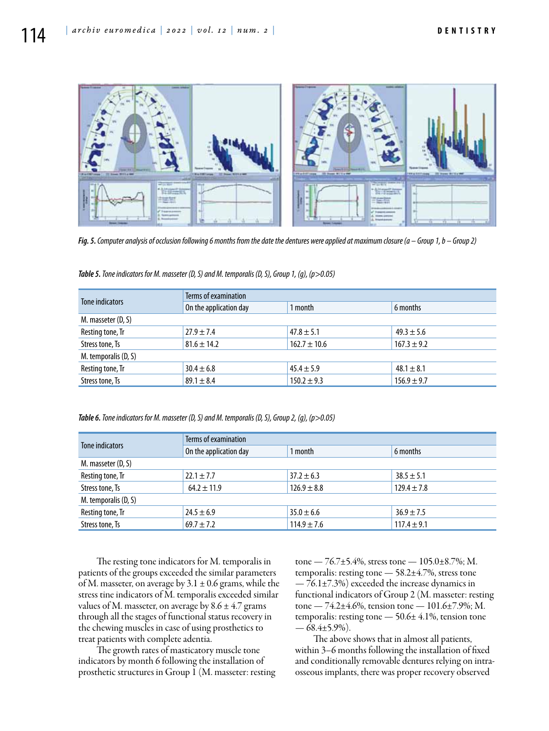*Fig. 5. Computer analysis of occlusion following 6 months from the date the dentures were applied at maximum closure (a – Group 1, b – Group 2)*

*Table 5. Tone indicators for M. masseter (D, S) and M. temporalis (D, S), Group 1, (g), (p>0.05)*

| Tone indicators | Terms of examination | | |
|---|---|---|---|
| | On the application day | 1 month | 6 months |
| M. masseter (D, S) | | | |
| Resting tone, Tr | 27.9 ± 7.4 | 47.8 ± 5.1 | 49.3 ± 5.6 |
| Stress tone, Ts | 81.6 ± 14.2 | 162.7 ± 10.6 | 167.3 ± 9.2 |
| M. temporalis (D, S) | | | |
| Resting tone, Tr | 30.4 ± 6.8 | 45.4 ± 5.9 | 48.1 ± 8.1 |
| Stress tone, Ts | 89.1 ± 8.4 | 150.2 ± 9.3 | 156.9 ± 9.7 |

*Table 6. Tone indicators for M. masseter (D, S) and M. temporalis (D, S), Group 2, (g), (p>0.05)*

| Tone indicators | Terms of examination | | |
|---|---|---|---|
| | On the application day | 1 month | 6 months |
| M. masseter (D, S) | | | |
| Resting tone, Tr | 22.1 ± 7.7 | 37.2 ± 6.3 | 38.5 ± 5.1 |
| Stress tone, Ts | 64.2 ± 11.9 | 126.9 ± 8.8 | 129.4 ± 7.8 |
| M. temporalis (D, S) | | | |
| Resting tone, Tr | 24.5 ± 6.9 | 35.0 ± 6.6 | 36.9 ± 7.5 |
| Stress tone, Ts | 69.7 ± 7.2 | 114.9 ± 7.6 | 117.4 ± 9.1 |

The resting tone indicators for M. temporalis in patients of the groups exceeded the similar parameters of M. masseter, on average by 3.1 ± 0.6 grams, while the stress tine indicators of M. temporalis exceeded similar values of M. masseter, on average by 8.6 ± 4.7 grams through all the stages of functional status recovery in the chewing muscles in case of using prosthetics to treat patients with complete adentia.

The growth rates of masticatory muscle tone indicators by month 6 following the installation of prosthetic structures in Group 1 (M. masseter: resting tone — 76.7±5.4%, stress tone — 105.0±8.7%; M. temporalis: resting tone — 58.2±4.7%, stress tone — 76.1±7.3%) exceeded the increase dynamics in functional indicators of Group 2 (M. masseter: resting tone — 74.2±4.6%, tension tone — 101.6±7.9%; M. temporalis: resting tone — 50.6± 4.1%, tension tone — 68.4±5.9%).

The above shows that in almost all patients, within 3–6 months following the installation of fixed and conditionally removable dentures relying on intraosseous implants, there was proper recovery observed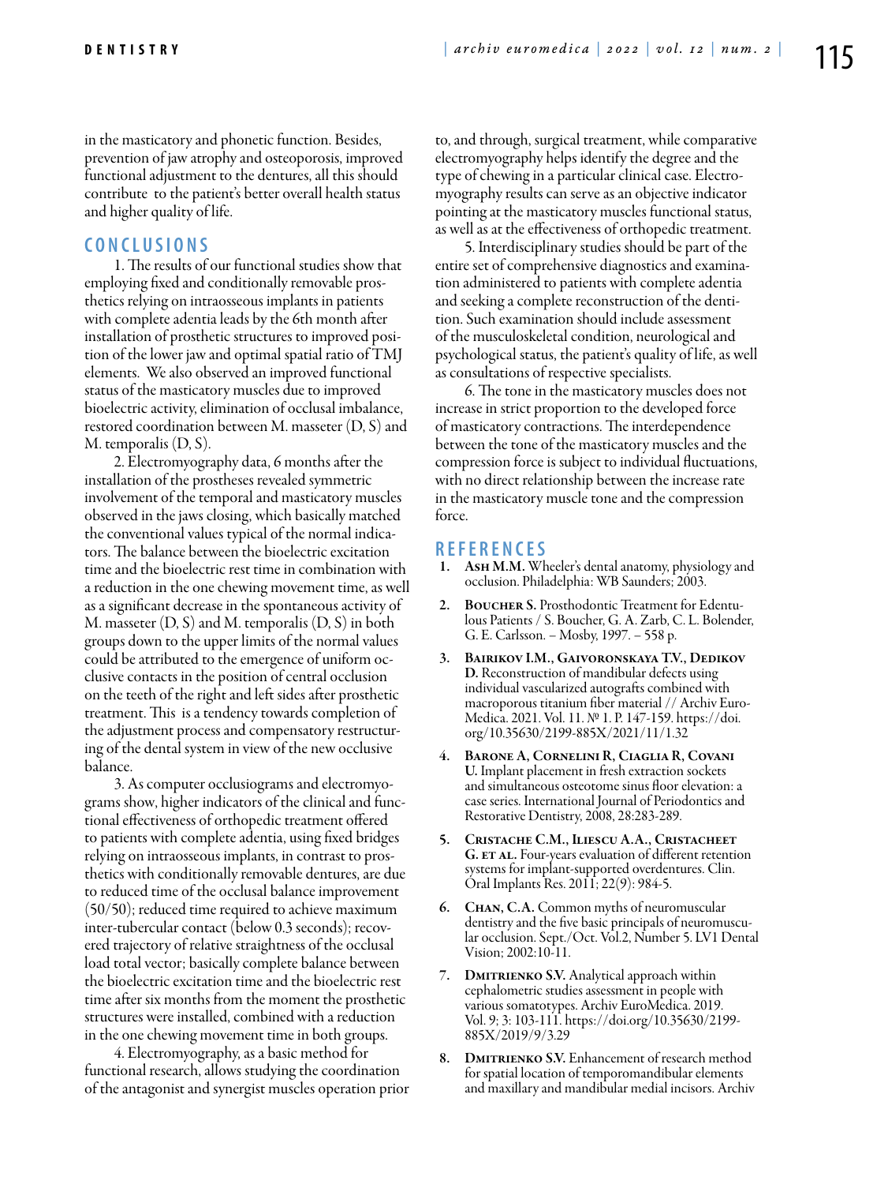in the masticatory and phonetic function. Besides, prevention of jaw atrophy and osteoporosis, improved functional adjustment to the dentures, all this should contribute to the patient's better overall health status and higher quality of life.

## CONCLUSIONS

1. The results of our functional studies show that employing fixed and conditionally removable prosthetics relying on intraosseous implants in patients with complete adentia leads by the 6th month after installation of prosthetic structures to improved position of the lower jaw and optimal spatial ratio of TMJ elements. We also observed an improved functional status of the masticatory muscles due to improved bioelectric activity, elimination of occlusal imbalance, restored coordination between M. masseter (D, S) and M. temporalis (D, S).

2. Electromyography data, 6 months after the installation of the prostheses revealed symmetric involvement of the temporal and masticatory muscles observed in the jaws closing, which basically matched the conventional values typical of the normal indicators. The balance between the bioelectric excitation time and the bioelectric rest time in combination with a reduction in the one chewing movement time, as well as a significant decrease in the spontaneous activity of M. masseter (D, S) and M. temporalis (D, S) in both groups down to the upper limits of the normal values could be attributed to the emergence of uniform occlusive contacts in the position of central occlusion on the teeth of the right and left sides after prosthetic treatment. This is a tendency towards completion of the adjustment process and compensatory restructuring of the dental system in view of the new occlusive balance.

3. As computer occlusiograms and electromyograms show, higher indicators of the clinical and functional effectiveness of orthopedic treatment offered to patients with complete adentia, using fixed bridges relying on intraosseous implants, in contrast to prosthetics with conditionally removable dentures, are due to reduced time of the occlusal balance improvement (50/50); reduced time required to achieve maximum inter-tubercular contact (below 0.3 seconds); recovered trajectory of relative straightness of the occlusal load total vector; basically complete balance between the bioelectric excitation time and the bioelectric rest time after six months from the moment the prosthetic structures were installed, combined with a reduction in the one chewing movement time in both groups.

4. Electromyography, as a basic method for functional research, allows studying the coordination of the antagonist and synergist muscles operation prior to, and through, surgical treatment, while comparative electromyography helps identify the degree and the type of chewing in a particular clinical case. Electromyography results can serve as an objective indicator pointing at the masticatory muscles functional status, as well as at the effectiveness of orthopedic treatment.

5. Interdisciplinary studies should be part of the entire set of comprehensive diagnostics and examination administered to patients with complete adentia and seeking a complete reconstruction of the dentition. Such examination should include assessment of the musculoskeletal condition, neurological and psychological status, the patient's quality of life, as well as consultations of respective specialists.

6. The tone in the masticatory muscles does not increase in strict proportion to the developed force of masticatory contractions. The interdependence between the tone of the masticatory muscles and the compression force is subject to individual fluctuations, with no direct relationship between the increase rate in the masticatory muscle tone and the compression force.

## REFERENCES

1. **Ash M.M.** Wheeler's dental anatomy, physiology and occlusion. Philadelphia: WB Saunders; 2003.
2. **Boucher S.** Prosthodontic Treatment for Edentulous Patients / S. Boucher, G. A. Zarb, C. L. Bolender, G. E. Carlsson. – Mosby, 1997. – 558 p.
3. **Bairikov I.M., Gaivoronskaya T.V., Dedikov D.** Reconstruction of mandibular defects using individual vascularized autografts combined with macroporous titanium fiber material // Archiv EuroMedica. 2021. Vol. 11. № 1. P. 147-159. https://doi.org/10.35630/2199-885X/2021/11/1.32
4. **Barone A, Cornelini R, Ciaglia R, Covani U.** Implant placement in fresh extraction sockets and simultaneous osteotome sinus floor elevation: a case series. International Journal of Periodontics and Restorative Dentistry, 2008, 28:283-289.
5. **Cristache C.M., Iliescu A.A., Cristacheet G. et al.** Four-years evaluation of different retention systems for implant-supported overdentures. Clin. Oral Implants Res. 2011; 22(9): 984-5.
6. **Chan, C.A.** Common myths of neuromuscular dentistry and the five basic principals of neuromuscular occlusion. Sept./Oct. Vol.2, Number 5. LV1 Dental Vision; 2002:10-11.
7. **Dmitrienko S.V.** Analytical approach within cephalometric studies assessment in people with various somatotypes. Archiv EuroMedica. 2019. Vol. 9; 3: 103-111. https://doi.org/10.35630/2199-885X/2019/9/3.29
8. **Dmitrienko S.V.** Enhancement of research method for spatial location of temporomandibular elements and maxillary and mandibular medial incisors. Archiv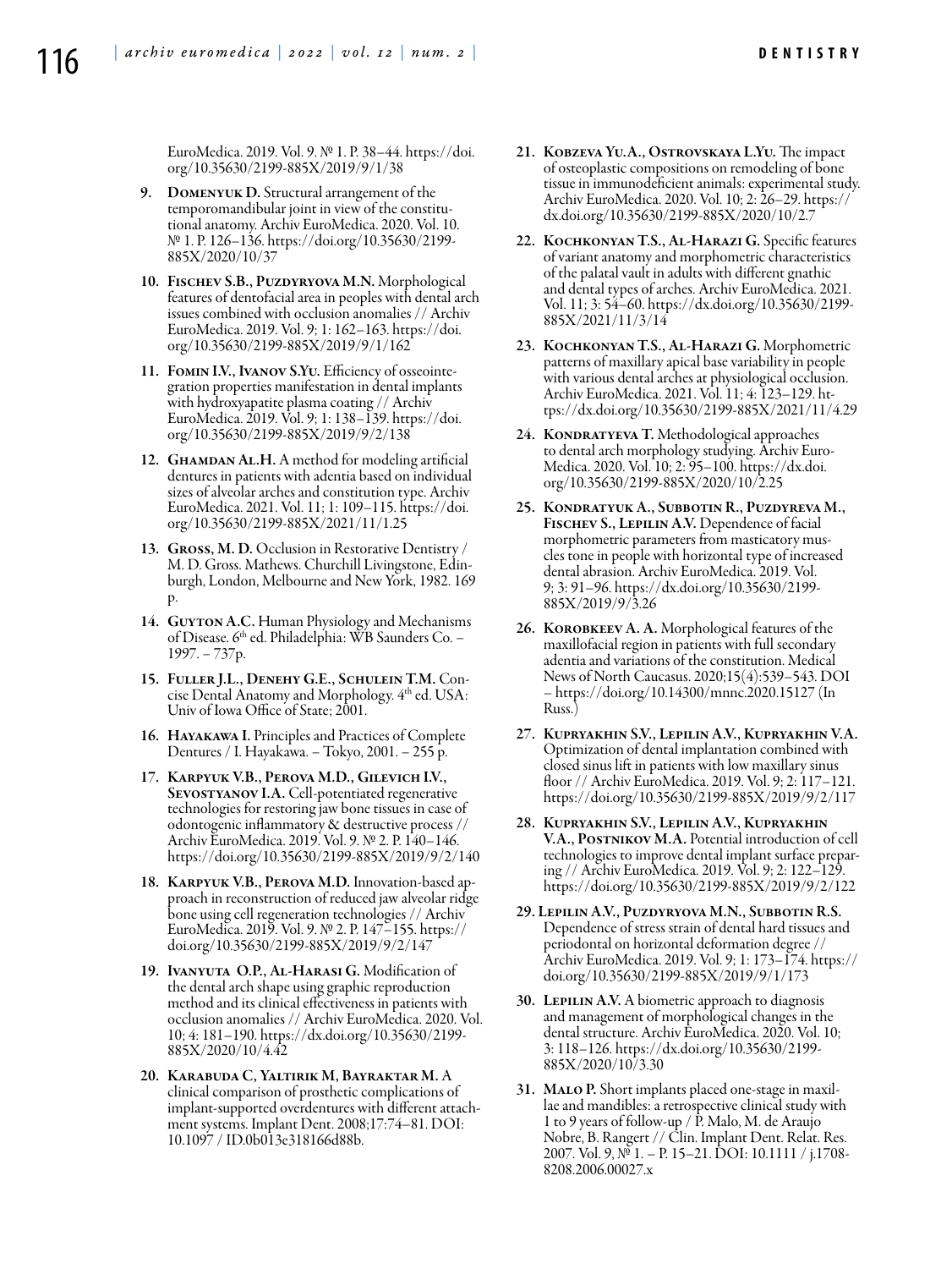EuroMedica. 2019. Vol. 9. № 1. P. 38–44. https://doi.org/10.35630/2199-885X/2019/9/1/38

9. **Domenyuk D.** Structural arrangement of the temporomandibular joint in view of the constitutional anatomy. Archiv EuroMedica. 2020. Vol. 10. № 1. P. 126–136. https://doi.org/10.35630/2199-885X/2020/10/37
10. **Fischev S.B., Puzdyryova M.N.** Morphological features of dentofacial area in peoples with dental arch issues combined with occlusion anomalies // Archiv EuroMedica. 2019. Vol. 9; 1: 162–163. https://doi.org/10.35630/2199-885X/2019/9/1/162
11. **Fomin I.V., Ivanov S.Yu.** Efficiency of osseointegration properties manifestation in dental implants with hydroxyapatite plasma coating // Archiv EuroMedica. 2019. Vol. 9; 1: 138–139. https://doi.org/10.35630/2199-885X/2019/9/2/138
12. **Ghamdan Al.H.** A method for modeling artificial dentures in patients with adentia based on individual sizes of alveolar arches and constitution type. Archiv EuroMedica. 2021. Vol. 11; 1: 109–115. https://doi.org/10.35630/2199-885X/2021/11/1.25
13. **Gross, M. D.** Occlusion in Restorative Dentistry / M. D. Gross. Mathews. Churchill Livingstone, Edinburgh, London, Melbourne and New York, 1982. 169 p.
14. **Guyton A.C.** Human Physiology and Mechanisms of Disease. 6th ed. Philadelphia: WB Saunders Co. – 1997. – 737p.
15. **Fuller J.L., Denehy G.E., Schulein T.M.** Concise Dental Anatomy and Morphology. 4th ed. USA: Univ of Iowa Office of State; 2001.
16. **Hayakawa I.** Principles and Practices of Complete Dentures / I. Hayakawa. – Tokyo, 2001. – 255 p.
17. **Karpyuk V.B., Perova M.D., Gilevich I.V., Sevostyanov I.A.** Cell-potentiated regenerative technologies for restoring jaw bone tissues in case of odontogenic inflammatory & destructive process // Archiv EuroMedica. 2019. Vol. 9. № 2. P. 140–146. https://doi.org/10.35630/2199-885X/2019/9/2/140
18. **Karpyuk V.B., Perova M.D.** Innovation-based approach in reconstruction of reduced jaw alveolar ridge bone using cell regeneration technologies // Archiv EuroMedica. 2019. Vol. 9. № 2. P. 147–155. https://doi.org/10.35630/2199-885X/2019/9/2/147
19. **Ivanyuta O.P., Al-Harasi G.** Modification of the dental arch shape using graphic reproduction method and its clinical effectiveness in patients with occlusion anomalies // Archiv EuroMedica. 2020. Vol. 10; 4: 181–190. https://dx.doi.org/10.35630/2199-885X/2020/10/4.42
20. **Karabuda C, Yaltirik M, Bayraktar M.** A clinical comparison of prosthetic complications of implant-supported overdentures with different attachment systems. Implant Dent. 2008;17:74–81. DOI: 10.1097 / ID.0b013e318166d88b.
21. **Kobzeva Yu.A., Ostrovskaya L.Yu.** The impact of osteoplastic compositions on remodeling of bone tissue in immunodeficient animals: experimental study. Archiv EuroMedica. 2020. Vol. 10; 2: 26–29. https://dx.doi.org/10.35630/2199-885X/2020/10/2.7
22. **Kochkonyan T.S., Al-Harazi G.** Specific features of variant anatomy and morphometric characteristics of the palatal vault in adults with different gnathic and dental types of arches. Archiv EuroMedica. 2021. Vol. 11; 3: 54–60. https://dx.doi.org/10.35630/2199-885X/2021/11/3/14
23. **Kochkonyan T.S., Al-Harazi G.** Morphometric patterns of maxillary apical base variability in people with various dental arches at physiological occlusion. Archiv EuroMedica. 2021. Vol. 11; 4: 123–129. https://dx.doi.org/10.35630/2199-885X/2021/11/4.29
24. **Kondratyeva T.** Methodological approaches to dental arch morphology studying. Archiv EuroMedica. 2020. Vol. 10; 2: 95–100. https://dx.doi.org/10.35630/2199-885X/2020/10/2.25
25. **Kondratyuk A., Subbotin R., Puzdyreva M., Fischev S., Lepilin A.V.** Dependence of facial morphometric parameters from masticatory muscles tone in people with horizontal type of increased dental abrasion. Archiv EuroMedica. 2019. Vol. 9; 3: 91–96. https://dx.doi.org/10.35630/2199-885X/2019/9/3.26
26. **Korobkeev A. A.** Morphological features of the maxillofacial region in patients with full secondary adentia and variations of the constitution. Medical News of North Caucasus. 2020;15(4):539–543. DOI – https://doi.org/10.14300/mnnc.2020.15127 (In Russ.)
27. **Kupryakhin S.V., Lepilin A.V., Kupryakhin V.A.** Optimization of dental implantation combined with closed sinus lift in patients with low maxillary sinus floor // Archiv EuroMedica. 2019. Vol. 9; 2: 117–121. https://doi.org/10.35630/2199-885X/2019/9/2/117
28. **Kupryakhin S.V., Lepilin A.V., Kupryakhin V.A., Postnikov M.A.** Potential introduction of cell technologies to improve dental implant surface preparing // Archiv EuroMedica. 2019. Vol. 9; 2: 122–129. https://doi.org/10.35630/2199-885X/2019/9/2/122
29. **Lepilin A.V., Puzdyryova M.N., Subbotin R.S.** Dependence of stress strain of dental hard tissues and periodontal on horizontal deformation degree // Archiv EuroMedica. 2019. Vol. 9; 1: 173–174. https://doi.org/10.35630/2199-885X/2019/9/1/173
30. **Lepilin A.V.** A biometric approach to diagnosis and management of morphological changes in the dental structure. Archiv EuroMedica. 2020. Vol. 10; 3: 118–126. https://dx.doi.org/10.35630/2199-885X/2020/10/3.30
31. **Malo P.** Short implants placed one-stage in maxillae and mandibles: a retrospective clinical study with 1 to 9 years of follow-up / P. Malo, M. de Araujo Nobre, B. Rangert // Clin. Implant Dent. Relat. Res. 2007. Vol. 9, № 1. – P. 15–21. DOI: 10.1111 / j.1708-8208.2006.00027.x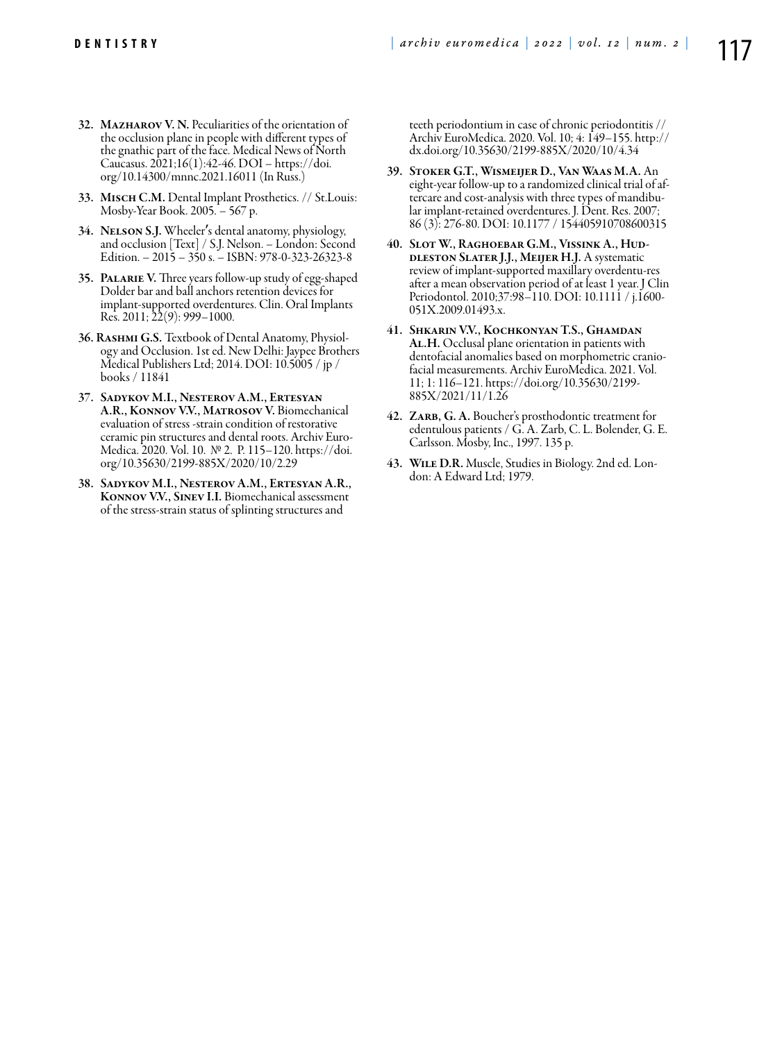32. **Mazharov V. N.** Peculiarities of the orientation of the occlusion plane in people with different types of the gnathic part of the face. Medical News of North Caucasus. 2021;16(1):42-46. DOI – https://doi.org/10.14300/mnnc.2021.16011 (In Russ.)

33. **Misch C.M.** Dental Implant Prosthetics. // St.Louis: Mosby-Year Book. 2005. – 567 p.

34. **Nelson S.J.** Wheeler's dental anatomy, physiology, and occlusion [Text] / S.J. Nelson. – London: Second Edition. – 2015 – 350 s. – ISBN: 978-0-323-26323-8

35. **Palarie V.** Three years follow-up study of egg-shaped Dolder bar and ball anchors retention devices for implant-supported overdentures. Clin. Oral Implants Res. 2011; 22(9): 999–1000.

36. **Rashmi G.S.** Textbook of Dental Anatomy, Physiology and Occlusion. 1st ed. New Delhi: Jaypee Brothers Medical Publishers Ltd; 2014. DOI: 10.5005 / jp / books / 11841

37. **Sadykov M.I., Nesterov A.M., Ertesyan A.R., Konnov V.V., Matrosov V.** Biomechanical evaluation of stress -strain condition of restorative ceramic pin structures and dental roots. Archiv EuroMedica. 2020. Vol. 10. № 2. P. 115–120. https://doi.org/10.35630/2199-885X/2020/10/2.29

38. **Sadykov M.I., Nesterov A.M., Ertesyan A.R., Konnov V.V., Sinev I.I.** Biomechanical assessment of the stress-strain status of splinting structures and teeth periodontium in case of chronic periodontitis // Archiv EuroMedica. 2020. Vol. 10; 4: 149–155. http://dx.doi.org/10.35630/2199-885X/2020/10/4.34

39. **Stoker G.T., Wismeijer D., Van Waas M.A.** An eight-year follow-up to a randomized clinical trial of aftercare and cost-analysis with three types of mandibular implant-retained overdentures. J. Dent. Res. 2007; 86 (3): 276-80. DOI: 10.1177 / 154405910708600315

40. **Slot W., Raghoebar G.M., Vissink A., Huddleston Slater J.J., Meijer H.J.** A systematic review of implant-supported maxillary overdentu-res after a mean observation period of at least 1 year. J Clin Periodontol. 2010;37:98–110. DOI: 10.1111 / j.1600-051X.2009.01493.x.

41. **Shkarin V.V., Kochkonyan T.S., Ghamdan Al.H.** Occlusal plane orientation in patients with dentofacial anomalies based on morphometric craniofacial measurements. Archiv EuroMedica. 2021. Vol. 11; 1: 116–121. https://doi.org/10.35630/2199-885X/2021/11/1.26

42. **Zarb, G. A.** Boucher's prosthodontic treatment for edentulous patients / G. A. Zarb, C. L. Bolender, G. E. Carlsson. Mosby, Inc., 1997. 135 p.

43. **Wile D.R.** Muscle, Studies in Biology. 2nd ed. London: A Edward Ltd; 1979.